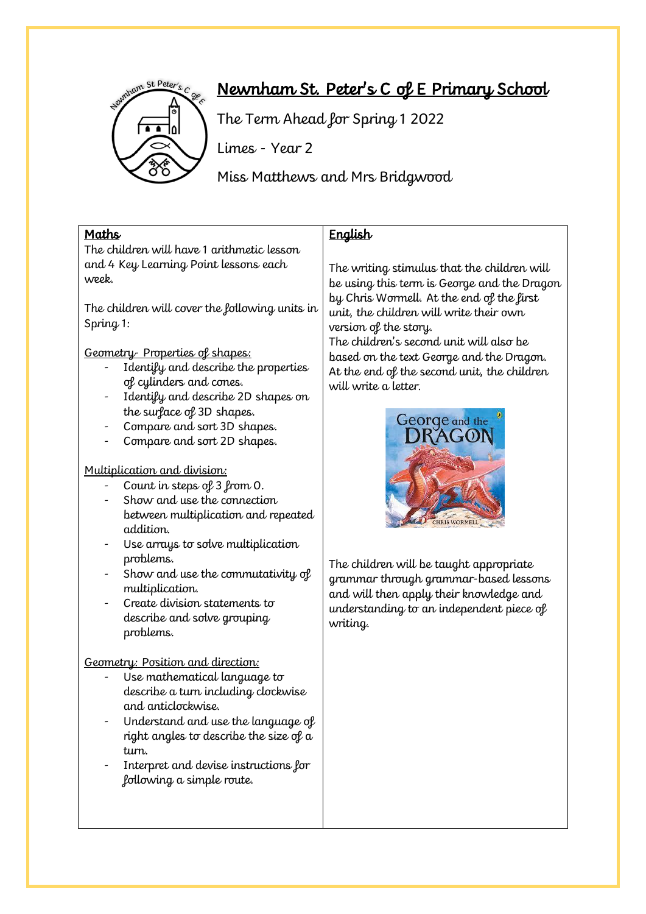# Newnham St. Peter's C of E Primary School

The Term Ahead for Spring 1 2022

Limes - Year 2

Miss Matthews and Mrs Bridgwood

## Maths

The children will have 1 arithmetic lesson and 4 Key Learning Point lessons each week.

The children will cover the following units in Spring 1:

Geometry- Properties of shapes:

- Identify and describe the properties of cylinders and cones.
- Identify and describe 2D shapes on the surface of 3D shapes.
- Compare and sort 3D shapes.
- Compare and sort 2D shapes.

Multiplication and division:

- Count in steps of 3 from 0.
- Show and use the connection between multiplication and repeated addition.
- Use arrays to solve multiplication problems.
- Show and use the commutativity of multiplication.
- Create division statements to describe and solve grouping problems.

Geometry: Position and direction:

- Use mathematical language to describe a turn including clockwise and anticlockwise.
- Understand and use the language of right angles to describe the size of a turn.
- Interpret and devise instructions for following a simple route.

## English

The writing stimulus that the children will be using this term is George and the Dragon by Chris Wormell. At the end of the first unit, the children will write their own version of the story.

The children's second unit will also be based on the text George and the Dragon. At the end of the second unit, the children will write a letter.

The children will be taught appropriate grammar through grammar-based lessons and will then apply their knowledge and understanding to an independent piece of writing.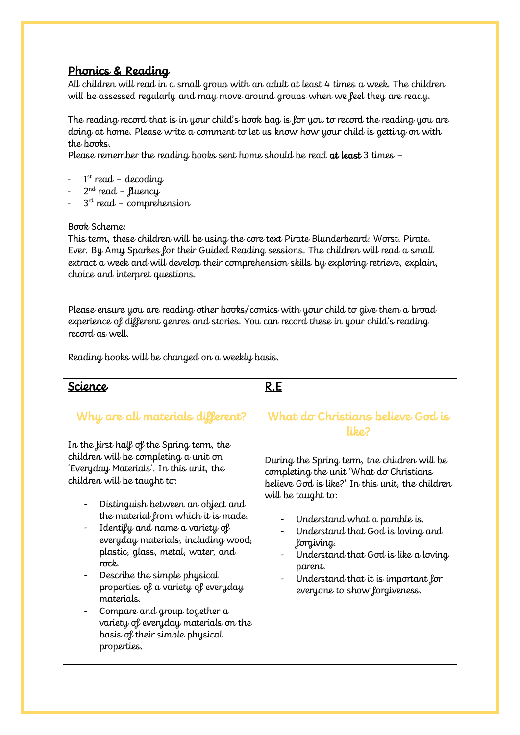## Phonics & Reading

All children will read in a small group with an adult at least 4 times a week. The children will be assessed regularly and may move around groups when we feel they are ready.

The reading record that is in your child's book bag is for you to record the reading you are doing at home. Please write a comment to let us know how your child is getting on with the books.

Please remember the reading books sent home should be read **at least** 3 times –

- 1st read – decoding
- 2nd read – fluency
- 3rd read – comprehension

Book Scheme:

This term, these children will be using the core text Pirate Blunderbeard: Worst. Pirate. Ever. By Amy Sparkes for their Guided Reading sessions. The children will read a small extract a week and will develop their comprehension skills by exploring retrieve, explain, choice and interpret questions.

Please ensure you are reading other books/comics with your child to give them a broad experience of different genres and stories. You can record these in your child's reading record as well.

Reading books will be changed on a weekly basis.

## Science

### Why are all materials different?

In the first half of the Spring term, the children will be completing a unit on 'Everyday Materials'. In this unit, the children will be taught to:

- Distinguish between an object and the material from which it is made.
- Identify and name a variety of everyday materials, including wood, plastic, glass, metal, water, and rock.
- Describe the simple physical properties of a variety of everyday materials.
- Compare and group together a variety of everyday materials on the basis of their simple physical properties.

## R.E

### What do Christians believe God is like?

During the Spring term, the children will be completing the unit 'What do Christians believe God is like?' In this unit, the children will be taught to:

- Understand what a parable is.
- Understand that God is loving and forgiving.
- Understand that God is like a loving parent.
- Understand that it is important for everyone to show forgiveness.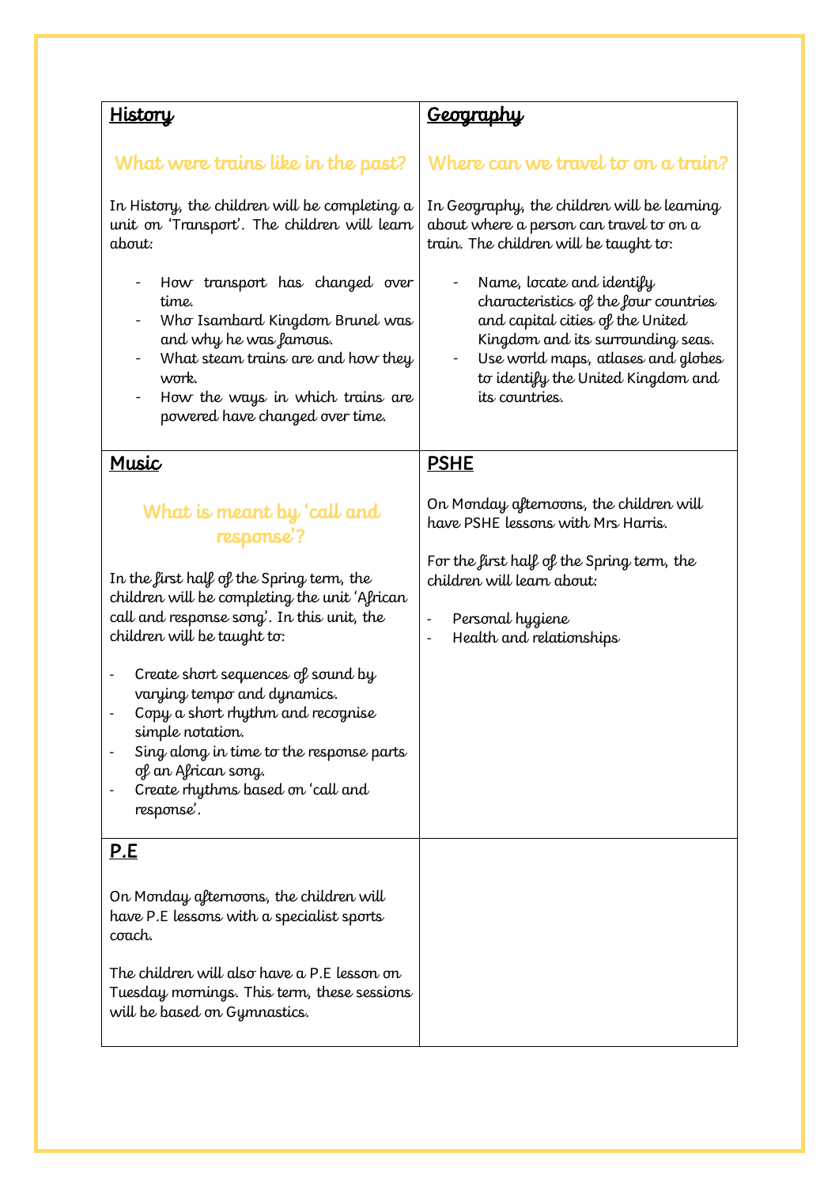## History

### What were trains like in the past?

In History, the children will be completing a unit on 'Transport'. The children will learn about:

- How transport has changed over time.
- Who Isambard Kingdom Brunel was and why he was famous.
- What steam trains are and how they work.
- How the ways in which trains are powered have changed over time.

## Geography

### Where can we travel to on a train?

In Geography, the children will be learning about where a person can travel to on a train. The children will be taught to:

- Name, locate and identify characteristics of the four countries and capital cities of the United Kingdom and its surrounding seas.
- Use world maps, atlases and globes to identify the United Kingdom and its countries.

## Music

### What is meant by 'call and response'?

In the first half of the Spring term, the children will be completing the unit 'African call and response song'. In this unit, the children will be taught to:

- Create short sequences of sound by varying tempo and dynamics.
- Copy a short rhythm and recognise simple notation.
- Sing along in time to the response parts of an African song.
- Create rhythms based on 'call and response'.

## PSHE

On Monday afternoons, the children will have PSHE lessons with Mrs Harris.

For the first half of the Spring term, the children will learn about:

- Personal hygiene
- Health and relationships

## P.E

On Monday afternoons, the children will have P.E lessons with a specialist sports coach.

The children will also have a P.E lesson on Tuesday mornings. This term, these sessions will be based on Gymnastics.